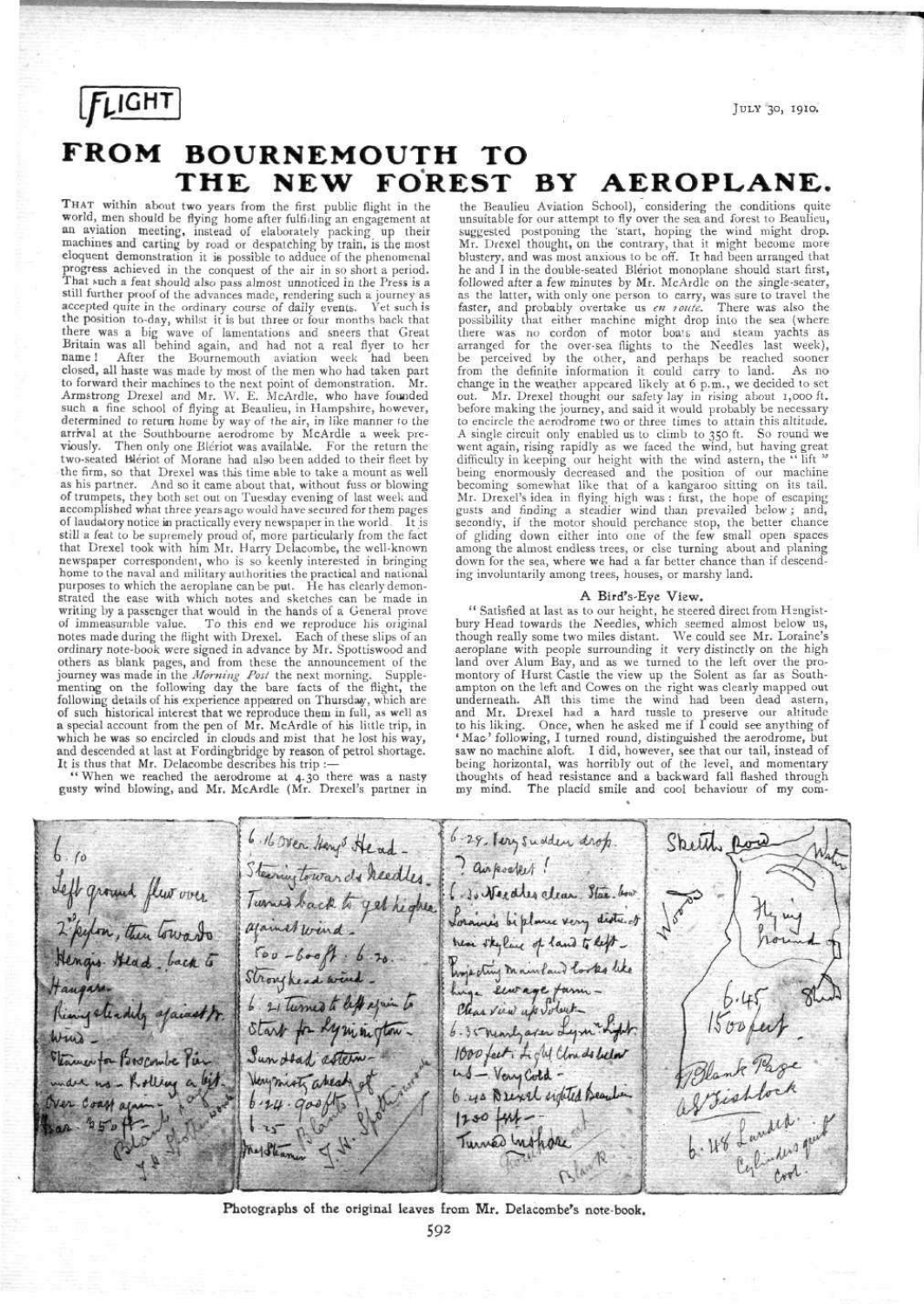# FROM BOURNEMOUTH TO THE NEW FOREST BY AEROPLANE.

THAT within about two years from the first public flight in the world, men should be flying home after fulfilling an engagement at an aviation meeting, instead of elaborately packing up their machines and carting by road or despatching by train, is the most eloquent demonstration it is possible to adduce of the phenomenal progress achieved in the conquest of the air in so short a period. That such a feat should also pass almost unnoticed in the Press is a still further proof of the advances made, rendering such a journey as accepted quite in the ordinary course of daily events. Yet such is the position to-day, whilst it is but three or four months back that there was a big wave of lamentations and sneers that Great Britain was all behind again, and had not a real flyer to her name! After the Bournemouth aviation week had been closed, all haste was made by most of the men who had taken part to forward their machines to the next point of demonstration. Mr. Armstrong Drexel and Mr. W. E. McArdle, who have founded such a fine school of flying at Beaulieu, in Hampshire, however, determined to return home by way of the air, in like manner to the arrival at the Southbourne aerodrome by McArdle a week previously. Then only one Blériot was available. For the return the two-seated Blériot of Morane had also been added to their fleet by the firm, so that Drexel was this time able to take a mount as well as his partner. And so it came about that, without fuss or blowing of trumpets, they both set out on Tuesday evening of last week and accomplished what three years ago would have secured for them pages of laudatory notice in practically every newspaper in the world. It is still a feat to be supremely proud of, more particularly from the fact that Drexel took with him Mr. Harry Delacombe, the well-known newspaper correspondent, who is so keenly interested in bringing home to the naval and military authorities the practical and national purposes to which the aeroplane can be put. He has clearly demonstrated the ease with which notes and sketches can be made in writing by a passenger that would in the hands of a General prove of immeasurable value. To this end we reproduce his original notes made during the flight with Drexel. Each of these slips of an ordinary note-book were signed in advance by Mr. Spottiswood and others as blank pages, and from these the announcement of the journey was made in the *Morning Post* the next morning. Supplementing on the following day the bare facts of the flight, the following details of his experience appeared on Thursday, which are of such historical interest that we reproduce them in full, as well as a special account from the pen of Mr. McArdle of his little trip, in which he was so encircled in clouds and mist that he lost his way, and descended at last at Fordingbridge by reason of petrol shortage. It is thus that Mr. Delacombe describes his trip :—

"When we reached the aerodrome at 4.30 there was a nasty gusty wind blowing, and Mr. McArdle (Mr. Drexel's partner in the Beaulieu Aviation School), considering the conditions quite unsuitable for our attempt to fly over the sea and forest to Beaulieu, suggested postponing the start, hoping the wind might drop. Mr. Drexel thought, on the contrary, that it might become more blustery, and was most anxious to be off. It had been arranged that he and I in the double-seated Blériot monoplane should start first, followed after a few minutes by Mr. McArdle on the single-seater, as the latter, with only one person to carry, was sure to travel the faster, and probably overtake us *en route*. There was also the possibility that either machine might drop into the sea (where there was no cordon of motor boats and steam yachts as arranged for the over-sea flights to the Needles last week), be perceived by the other, and perhaps be reached sooner from the definite information it could carry to land. As no change in the weather appeared likely at 6 p.m., we decided to set out. Mr. Drexel thought our safety lay in rising about 1,000 ft. before making the journey, and said it would probably be necessary to encircle the aerodrome two or three times to attain this altitude. A single circuit only enabled us to climb to 350 ft. So round we went again, rising rapidly as we faced the wind, but having great difficulty in keeping our height with the wind astern, the "lift" being enormously decreased and the position of our machine becoming somewhat like that of a kangaroo sitting on its tail. Mr. Drexel's idea in flying high was: first, the hope of escaping gusts and finding a steadier wind than prevailed below; and, secondly, if the motor should perchance stop, the better chance of gliding down either into one of the few small open spaces among the almost endless trees, or else turning about and planing down for the sea, where we had a far better chance than if descending involuntarily among trees, houses, or marshy land.

### A Bird's-Eye View.

"Satisfied at last as to our height, he steered direct from Hengistbury Head towards the Needles, which seemed almost below us, though really some two miles distant. We could see Mr. Loraine's aeroplane with people surrounding it very distinctly on the high land over Alum Bay, and as we turned to the left over the promontory of Hurst Castle the view up the Solent as far as Southampton on the left and Cowes on the right was clearly mapped out underneath. All this time the wind had been dead astern, and Mr. Drexel had a hard tussle to preserve our altitude to his liking. Once, when he asked me if I could see anything of 'Mac' following, I turned round, distinguished the aerodrome, but saw no machine aloft. I did, however, see that our tail, instead of being horizontal, was horribly out of the level, and momentary thoughts of head resistance and a backward fall flashed through my mind. The placid smile and cool behaviour of my com-

6.10
Left ground flew over 2nd pylon, then towards Hengis. Head, back to Hangars.
Rising steadily against str. wind -
Steamer for Boscombe Pier under us - Rolling a bit.
Over coast again - 850 ft.
Blank page
J. H. Spottiswoode

6.16 Over Heng's Head -
Steering towards Needles.
Turned back to get higher against wind.
500 - 600 ft. 6.20.
Strong head wind -
6.21 Turned to left again to start for Lymington -
Sun dead astern -
Very misty ahead of
6.24 - 900 ft
6.25
Blank page
J. H. Spottiswoode

6.29. Very sudden drop.
? air pocket!
6.30 Needles clear. Stan. ...
Loraine's biplane very distinct near skyline of land to left -
Projecting mainland looks like huge sewage farm -
Clear view up Solent -
6.35 nearly over Lymn. Light.
1000 feet. Light clouds below us - Very cold -
6.40 Drexel sighted Beaulieu
1200 feet -
Turned inshore
Blank

Sketch Road - Water
Woods
Flying ground
Shed
6.45
1500 feet
Blank Page
A. G. Fishlock
6.48 Landed.
Cylinders quite cool.

Photographs of the original leaves from Mr. Delacombe's note-book.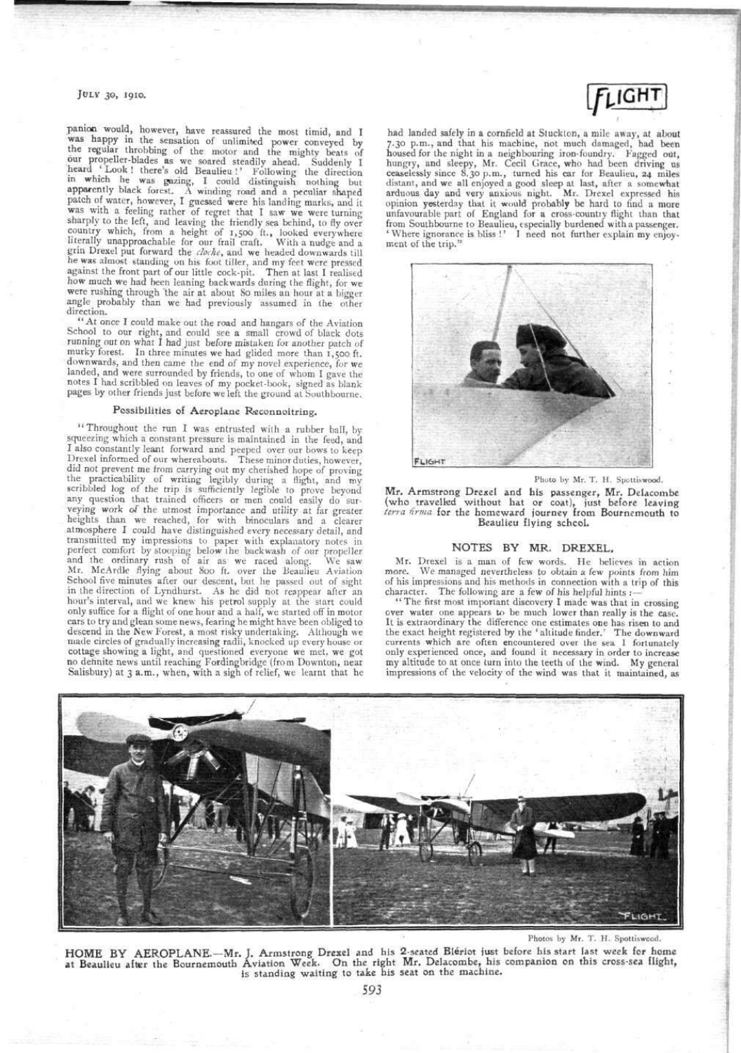panion would, however, have reassured the most timid, and I was happy in the sensation of unlimited power conveyed by the regular throbbing of the motor and the mighty beats of our propeller-blades as we soared steadily ahead. Suddenly I heard 'Look! there's old Beaulieu!' Following the direction in which he was gazing, I could distinguish nothing but apparently black forest. A winding road and a peculiar shaped patch of water, however, I guessed were his landing marks, and it was with a feeling rather of regret that I saw we were turning sharply to the left, and leaving the friendly sea behind, to fly over country which, from a height of 1,500 ft., looked everywhere literally unapproachable for our frail craft. With a nudge and a grin Drexel put forward the *cloche*, and we headed downwards till he was almost standing on his foot tiller, and my feet were pressed against the front part of our little cock-pit. Then at last I realised how much we had been leaning backwards during the flight, for we were rushing through the air at about 80 miles an hour at a bigger angle probably than we had previously assumed in the other direction.

"At once I could make out the road and hangars of the Aviation School to our right, and could see a small crowd of black dots running out on what I had just before mistaken for another patch of murky forest. In three minutes we had glided more than 1,500 ft. downwards, and then came the end of my novel experience, for we landed, and were surrounded by friends, to one of whom I gave the notes I had scribbled on leaves of my pocket-book, signed as blank pages by other friends just before we left the ground at Southbourne.

### Possibilities of Aeroplane Reconnoitring.

"Throughout the run I was entrusted with a rubber ball, by squeezing which a constant pressure is maintained in the feed, and I also constantly leant forward and peeped over our bows to keep Drexel informed of our whereabouts. These minor duties, however, did not prevent me from carrying out my cherished hope of proving the practicability of writing legibly during a flight, and my scribbled log of the trip is sufficiently legible to prove beyond any question that trained officers or men could easily do surveying work of the utmost importance and utility at far greater heights than we reached, for with binoculars and a clearer atmosphere I could have distinguished every necessary detail, and transmitted my impressions to paper with explanatory notes in perfect comfort by stooping below the backwash of our propeller and the ordinary rush of air as we raced along. We saw Mr. McArdle flying about 800 ft. over the Beaulieu Aviation School five minutes after our descent, but he passed out of sight in the direction of Lyndhurst. As he did not reappear after an hour's interval, and we knew his petrol supply at the start could only suffice for a flight of one hour and a half, we started off in motor cars to try and glean some news, fearing he might have been obliged to descend in the New Forest, a most risky undertaking. Although we made circles of gradually increasing radii, knocked up every house or cottage showing a light, and questioned everyone we met, we got no definite news until reaching Fordingbridge (from Downton, near Salisbury) at 3 a.m., when, with a sigh of relief, we learnt that he had landed safely in a cornfield at Stuckton, a mile away, at about 7.30 p.m., and that his machine, not much damaged, had been housed for the night in a neighbouring iron-foundry. Fagged out, hungry, and sleepy, Mr. Cecil Grace, who had been driving us ceaselessly since 8.30 p.m., turned his car for Beaulieu, 24 miles distant, and we all enjoyed a good sleep at last, after a somewhat arduous day and very anxious night. Mr. Drexel expressed his opinion yesterday that it would probably be hard to find a more unfavourable part of England for a cross-country flight than that from Southbourne to Beaulieu, especially burdened with a passenger. 'Where ignorance is bliss!' I need not further explain my enjoyment of the trip."

Photo by Mr. T. H. Spottiswood.

**Mr. Armstrong Drexel and his passenger, Mr. Delacombe (who travelled without hat or coat), just before leaving *terra firma* for the homeward journey from Bournemouth to Beaulieu flying school.**

### NOTES BY MR. DREXEL.

Mr. Drexel is a man of few words. He believes in action more. We managed nevertheless to obtain a few points from him of his impressions and his methods in connection with a trip of this character. The following are a few of his helpful hints:—

"The first most important discovery I made was that in crossing over water one appears to be much lower than really is the case. It is extraordinary the difference one estimates one has risen to and the exact height registered by the 'altitude finder.' The downward currents which are often encountered over the sea I fortunately only experienced once, and found it necessary in order to increase my altitude to at once turn into the teeth of the wind. My general impressions of the velocity of the wind was that it maintained, as

Photos by Mr. T. H. Spottiswood.

**HOME BY AEROPLANE.**—Mr. J. Armstrong Drexel and his 2-seated Blériot just before his start last week for home at Beaulieu after the Bournemouth Aviation Week. On the right Mr. Delacombe, his companion on this cross-sea flight, is standing waiting to take his seat on the machine.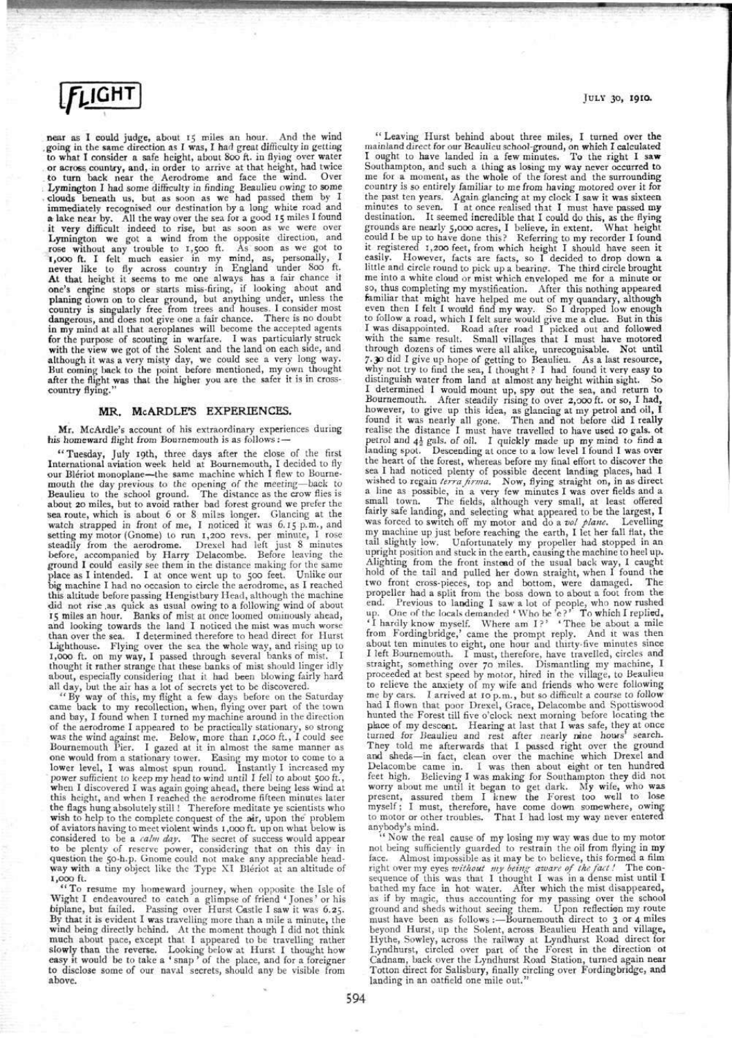near as I could judge, about 15 miles an hour. And the wind going in the same direction as I was, I had great difficulty in getting to what I consider a safe height, about 800 ft. in flying over water or across country, and, in order to arrive at that height, had twice to turn back near the Aerodrome and face the wind. Over Lymington I had some difficulty in finding Beaulieu owing to some clouds beneath us, but as soon as we had passed them by I immediately recognised our destination by a long white road and a lake near by. All the way over the sea for a good 15 miles I found it very difficult indeed to rise, but as soon as we were over Lymington we got a wind from the opposite direction, and rose without any trouble to 1,500 ft. As soon as we got to 1,000 ft. I felt much easier in my mind, as, personally, I never like to fly across country in England under 800 ft. At that height it seems to me one always has a fair chance if one's engine stops or starts miss-firing, if looking about and planing down on to clear ground, but anything under, unless the country is singularly free from trees and houses, I consider most dangerous, and does not give one a fair chance. There is no doubt in my mind at all that aeroplanes will become the accepted agents for the purpose of scouting in warfare. I was particularly struck with the view we got of the Solent and the land on each side, and although it was a very misty day, we could see a very long way. But coming back to the point before mentioned, my own thought after the flight was that the higher you are the safer it is in cross-country flying."

## MR. McARDLE'S EXPERIENCES.

Mr. McArdle's account of his extraordinary experiences during his homeward flight from Bournemouth is as follows:—

"Tuesday, July 19th, three days after the close of the first International aviation week held at Bournemouth, I decided to fly our Blériot monoplane—the same machine which I flew to Bournemouth the day previous to the opening of the meeting—back to Beaulieu to the school ground. The distance as the crow flies is about 20 miles, but to avoid rather bad forest ground we prefer the sea route, which is about 6 or 8 miles longer. Glancing at the watch strapped in front of me, I noticed it was 6.15 p.m., and setting my motor (Gnome) to run 1,200 revs. per minute, I rose steadily from the aerodrome. Drexel had left just 8 minutes before, accompanied by Harry Delacombe. Before leaving the ground I could easily see them in the distance making for the same place as I intended. I at once went up to 500 feet. Unlike our big machine I had no occasion to circle the aerodrome, as I reached this altitude before passing Hengistbury Head, although the machine did not rise as quick as usual owing to a following wind of about 15 miles an hour. Banks of mist at once loomed ominously ahead, and looking towards the land I noticed the mist was much worse than over the sea. I determined therefore to head direct for Hurst Lighthouse. Flying over the sea the whole way, and rising up to 1,000 ft. on my way, I passed through several banks of mist. I thought it rather strange that these banks of mist should linger idly about, especially considering that it had been blowing fairly hard all day, but the air has a lot of secrets yet to be discovered.

"By way of this, my flight a few days before on the Saturday came back to my recollection, when, flying over part of the town and bay, I found when I turned my machine around in the direction of the aerodrome I appeared to be practically stationary, so strong was the wind against me. Below, more than 1,000 ft., I could see Bournemouth Pier. I gazed at it in almost the same manner as one would from a stationary tower. Easing my motor to come to a lower level, I was almost spun round. Instantly I increased my power sufficient to keep my head to wind until I fell to about 500 ft., when I discovered I was again going ahead, there being less wind at this height, and when I reached the aerodrome fifteen minutes later the flags hung absolutely still! Therefore meditate ye scientists who wish to help to the complete conquest of the air, upon the problem of aviators having to meet violent winds 1,000 ft. up on what below is considered to be a *calm day*. The secret of success would appear to be plenty of reserve power, considering that on this day in question the 50-h.p. Gnome could not make any appreciable headway with a tiny object like the Type XI Blériot at an altitude of 1,000 ft.

"To resume my homeward journey, when opposite the Isle of Wight I endeavoured to catch a glimpse of friend 'Jones' or his biplane, but failed. Passing over Hurst Castle I saw it was 6.25. By that it is evident I was travelling more than a mile a minute, the wind being directly behind. At the moment though I did not think much about pace, except that I appeared to be travelling rather slowly than the reverse. Looking below at Hurst I thought how easy it would be to take a 'snap' of the place, and for a foreigner to disclose some of our naval secrets, should any be visible from above.

"Leaving Hurst behind about three miles, I turned over the mainland direct for our Beaulieu school-ground, on which I calculated I ought to have landed in a few minutes. To the right I saw Southampton, and such a thing as losing my way never occurred to me for a moment, as the whole of the forest and the surrounding country is so entirely familiar to me from having motored over it for the past ten years. Again glancing at my clock I saw it was sixteen minutes to seven. I at once realised that I must have passed my destination. It seemed incredible that I could do this, as the flying grounds are nearly 5,000 acres, I believe, in extent. What height could I be up to have done this? Referring to my recorder I found it registered 1,200 feet, from which height I should have seen it easily. However, facts are facts, so I decided to drop down a little and circle round to pick up a bearing. The third circle brought me into a white cloud or mist which enveloped me for a minute or so, thus completing my mystification. After this nothing appeared familiar that might have helped me out of my quandary, although even then I felt I would find my way. So I dropped low enough to follow a road, which I felt sure would give me a clue. But in this I was disappointed. Road after road I picked out and followed with the same result. Small villages that I must have motored through dozens of times were all alike, unrecognisable. Not until 7.30 did I give up hope of getting to Beaulieu. As a last resource, why not try to find the sea, I thought? I had found it very easy to distinguish water from land at almost any height within sight. So I determined I would mount up, spy out the sea, and return to Bournemouth. After steadily rising to over 2,000 ft. or so, I had, however, to give up this idea, as glancing at my petrol and oil, I found it was nearly all gone. Then and not before did I really realise the distance I must have travelled to have used 10 gals. of petrol and 4½ gals. of oil. I quickly made up my mind to find a landing spot. Descending at once to a low level I found I was over the heart of the forest, whereas before my final effort to discover the sea I had noticed plenty of possible decent landing places, had I wished to regain *terra firma*. Now, flying straight on, in as direct a line as possible, in a very few minutes I was over fields and a small town. The fields, although very small, at least offered fairly safe landing, and selecting what appeared to be the largest, I was forced to switch off my motor and do a *vol plane*. Levelling my machine up just before reaching the earth, I let her fall flat, the tail slightly low. Unfortunately my propeller had stopped in an upright position and stuck in the earth, causing the machine to heel up. Alighting from the front instead of the usual back way, I caught hold of the tail and pulled her down straight, when I found the two front cross-pieces, top and bottom, were damaged. The propeller had a split from the boss down to about a foot from the end. Previous to landing I saw a lot of people, who now rushed up. One of the locals demanded 'Who be 'e?' To which I replied, 'I hardly know myself. Where am I?' 'Thee be about a mile from Fordingbridge,' came the prompt reply. And it was then about ten minutes to eight, one hour and thirty-five minutes since I left Bournemouth. I must, therefore, have travelled, circles and straight, something over 70 miles. Dismantling my machine, I proceeded at best speed by motor, hired in the village, to Beaulieu to relieve the anxiety of my wife and friends who were following me by cars. I arrived at 10 p.m., but so difficult a course to follow had I flown that poor Drexel, Grace, Delacombe and Spottiswood hunted the Forest till five o'clock next morning before locating the place of my descent. Hearing at last that I was safe, they at once turned for Beaulieu and rest after nearly nine hours' search. They told me afterwards that I passed right over the ground and sheds—in fact, clean over the machine which Drexel and Delacombe came in. I was then about eight or ten hundred feet high. Believing I was making for Southampton they did not worry about me until it began to get dark. My wife, who was present, assured them I knew the Forest too well to lose myself; I must, therefore, have come down somewhere, owing to motor or other troubles. That I had lost my way never entered anybody's mind.

"Now the real cause of my losing my way was due to my motor not being sufficiently guarded to restrain the oil from flying in my face. Almost impossible as it may be to believe, this formed a film right over my eyes *without my being aware of the fact!* The consequence of this was that I thought I was in a dense mist until I bathed my face in hot water. After which the mist disappeared, as if by magic, thus accounting for my passing over the school ground and sheds without seeing them. Upon reflection my route must have been as follows:—Bournemouth direct to 3 or 4 miles beyond Hurst, up the Solent, across Beaulieu Heath and village, Hythe, Sowley, across the railway at Lyndhurst Road direct for Lyndhurst, circled over part of the Forest in the direction of Cadnam, back over the Lyndhurst Road Station, turned again near Totton direct for Salisbury, finally circling over Fordingbridge, and landing in an oatfield one mile out."